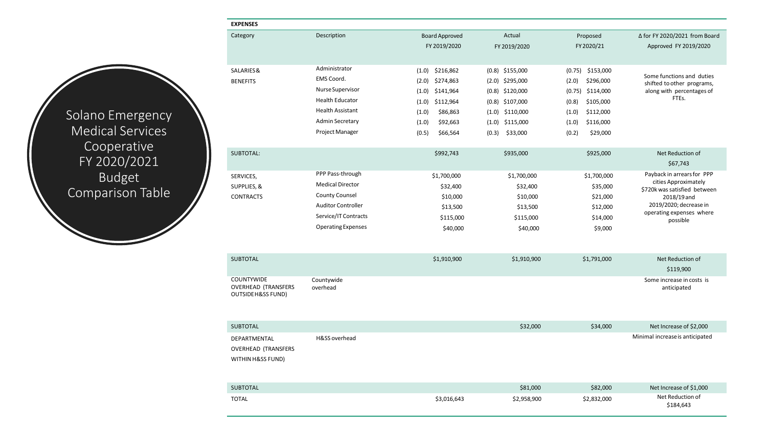# Solano Emergency Medical Services Cooperative FY 2020/2021 Budget Comparison Table

**EXPENSES**

| Category | Description | Board Approved FY 2019/2020 | Actual FY 2019/2020 | Proposed FY 2020/21 | Δ for FY 2020/2021 from Board Approved FY 2019/2020 |
|---|---|---|---|---|---|
| SALARIES & BENEFITS | Administrator | (1.0) $216,862 | (0.8) $155,000 | (0.75) $153,000 | Some functions and duties shifted to other programs, along with percentages of FTEs. |
| | EMS Coord. | (2.0) $274,863 | (2.0) $295,000 | (2.0) $296,000 | |
| | Nurse Supervisor | (1.0) $141,964 | (0.8) $120,000 | (0.75) $114,000 | |
| | Health Educator | (1.0) $112,964 | (0.8) $107,000 | (0.8) $105,000 | |
| | Health Assistant | (1.0) $86,863 | (1.0) $110,000 | (1.0) $112,000 | |
| | Admin Secretary | (1.0) $92,663 | (1.0) $115,000 | (1.0) $116,000 | |
| | Project Manager | (0.5) $66,564 | (0.3) $33,000 | (0.2) $29,000 | |
| SUBTOTAL: | | $992,743 | $935,000 | $925,000 | Net Reduction of $67,743 |
| SERVICES, SUPPLIES, & CONTRACTS | PPP Pass-through | $1,700,000 | $1,700,000 | $1,700,000 | Payback in arrears for PPP cities Approximately $720k was satisfied between 2018/19 and 2019/2020; decrease in operating expenses where possible |
| | Medical Director | $32,400 | $32,400 | $35,000 | |
| | County Counsel | $10,000 | $10,000 | $21,000 | |
| | Auditor Controller | $13,500 | $13,500 | $12,000 | |
| | Service/IT Contracts | $115,000 | $115,000 | $14,000 | |
| | Operating Expenses | $40,000 | $40,000 | $9,000 | |
| SUBTOTAL | | $1,910,900 | $1,910,900 | $1,791,000 | Net Reduction of $119,900 |
| COUNTYWIDE OVERHEAD (TRANSFERS OUTSIDE H&SS FUND) | Countywide overhead | | | | Some increase in costs is anticipated |
| SUBTOTAL | | | $32,000 | $34,000 | Net Increase of $2,000 |
| DEPARTMENTAL OVERHEAD (TRANSFERS WITHIN H&SS FUND) | H&SS overhead | | | | Minimal increase is anticipated |
| SUBTOTAL | | | $81,000 | $82,000 | Net Increase of $1,000 |
| TOTAL | | $3,016,643 | $2,958,900 | $2,832,000 | Net Reduction of $184,643 |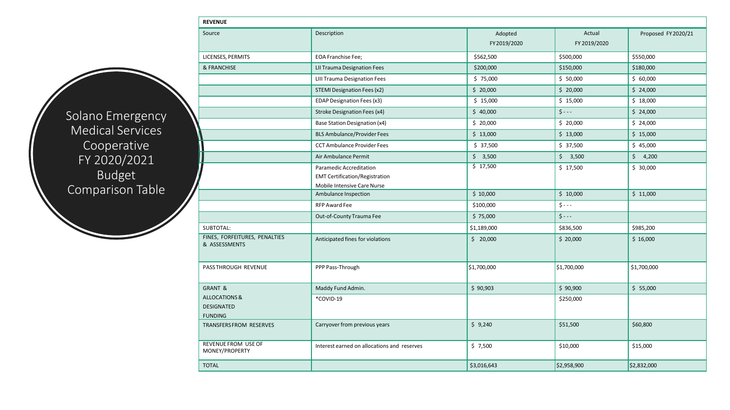# Solano Emergency Medical Services Cooperative FY 2020/2021 Budget Comparison Table

| REVENUE | | | | |
|---|---|---|---|---|
| Source | Description | Adopted FY 2019/2020 | Actual FY 2019/2020 | Proposed FY 2020/21 |
| LICENSES, PERMITS | EOA Franchise Fee; | $562,500 | $500,000 | $550,000 |
| & FRANCHISE | LII Trauma Designation Fees | $200,000 | $150,000 | $180,000 |
| | LIII Trauma Designation Fees | $ 75,000 | $ 50,000 | $ 60,000 |
| | STEMI Designation Fees (x2) | $ 20,000 | $ 20,000 | $ 24,000 |
| | EDAP Designation Fees (x3) | $ 15,000 | $ 15,000 | $ 18,000 |
| | Stroke Designation Fees (x4) | $ 40,000 | $ - - - | $ 24,000 |
| | Base Station Designation (x4) | $ 20,000 | $ 20,000 | $ 24,000 |
| | BLS Ambulance/Provider Fees | $ 13,000 | $ 13,000 | $ 15,000 |
| | CCT Ambulance Provider Fees | $ 37,500 | $ 37,500 | $ 45,000 |
| | Air Ambulance Permit | $ 3,500 | $ 3,500 | $ 4,200 |
| | Paramedic Accreditation<br>EMT Certification/Registration<br>Mobile Intensive Care Nurse | $ 17,500 | $ 17,500 | $ 30,000 |
| | Ambulance Inspection | $ 10,000 | $ 10,000 | $ 11,000 |
| | RFP Award Fee | $100,000 | $ - - - | |
| | Out-of-County Trauma Fee | $ 75,000 | $ - - - | |
| SUBTOTAL: | | $1,189,000 | $836,500 | $985,200 |
| FINES, FORFEITURES, PENALTIES & ASSESSMENTS | Anticipated fines for violations | $ 20,000 | $ 20,000 | $ 16,000 |
| PASS THROUGH REVENUE | PPP Pass-Through | $1,700,000 | $1,700,000 | $1,700,000 |
| GRANT & | Maddy Fund Admin. | $ 90,903 | $ 90,900 | $ 55,000 |
| ALLOCATIONS & DESIGNATED FUNDING | *COVID-19 | | $250,000 | |
| TRANSFERS FROM RESERVES | Carryover from previous years | $ 9,240 | $51,500 | $60,800 |
| REVENUE FROM USE OF MONEY/PROPERTY | Interest earned on allocations and reserves | $ 7,500 | $10,000 | $15,000 |
| TOTAL | | $3,016,643 | $2,958,900 | $2,832,000 |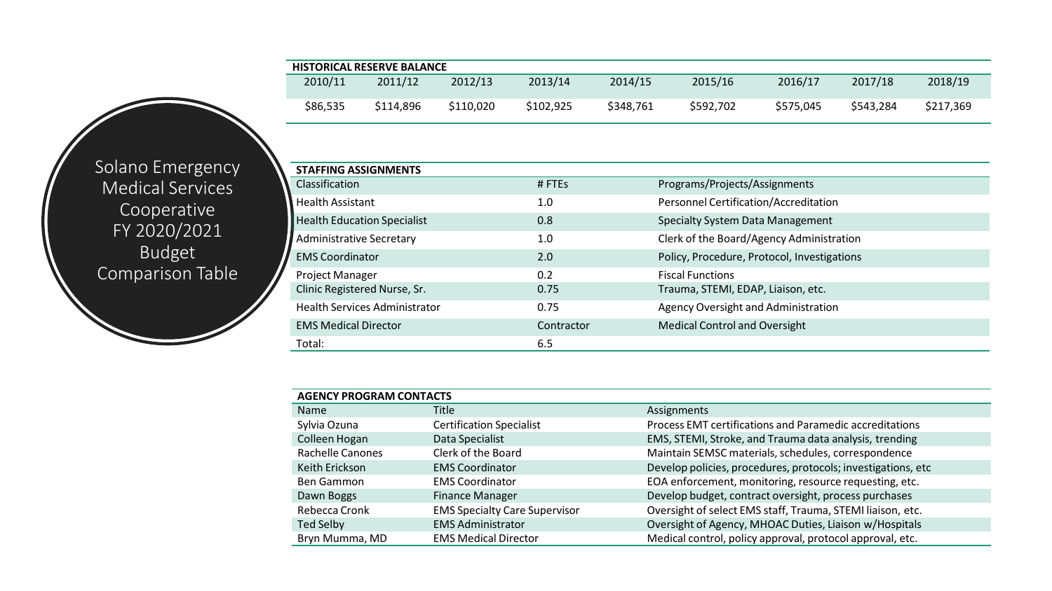# Solano Emergency Medical Services Cooperative FY 2020/2021 Budget Comparison Table

| HISTORICAL RESERVE BALANCE | | | | | | | | |
|---|---|---|---|---|---|---|---|---|
| 2010/11 | 2011/12 | 2012/13 | 2013/14 | 2014/15 | 2015/16 | 2016/17 | 2017/18 | 2018/19 |
| $86,535 | $114,896 | $110,020 | $102,925 | $348,761 | $592,702 | $575,045 | $543,284 | $217,369 |

**STAFFING ASSIGNMENTS**

| Classification | # FTEs | Programs/Projects/Assignments |
|---|---|---|
| Health Assistant | 1.0 | Personnel Certification/Accreditation |
| Health Education Specialist | 0.8 | Specialty System Data Management |
| Administrative Secretary | 1.0 | Clerk of the Board/Agency Administration |
| EMS Coordinator | 2.0 | Policy, Procedure, Protocol, Investigations |
| Project Manager | 0.2 | Fiscal Functions |
| Clinic Registered Nurse, Sr. | 0.75 | Trauma, STEMI, EDAP, Liaison, etc. |
| Health Services Administrator | 0.75 | Agency Oversight and Administration |
| EMS Medical Director | Contractor | Medical Control and Oversight |
| Total: | 6.5 | |

**AGENCY PROGRAM CONTACTS**

| Name | Title | Assignments |
|---|---|---|
| Sylvia Ozuna | Certification Specialist | Process EMT certifications and Paramedic accreditations |
| Colleen Hogan | Data Specialist | EMS, STEMI, Stroke, and Trauma data analysis, trending |
| Rachelle Canones | Clerk of the Board | Maintain SEMSC materials, schedules, correspondence |
| Keith Erickson | EMS Coordinator | Develop policies, procedures, protocols; investigations, etc |
| Ben Gammon | EMS Coordinator | EOA enforcement, monitoring, resource requesting, etc. |
| Dawn Boggs | Finance Manager | Develop budget, contract oversight, process purchases |
| Rebecca Cronk | EMS Specialty Care Supervisor | Oversight of select EMS staff, Trauma, STEMI liaison, etc. |
| Ted Selby | EMS Administrator | Oversight of Agency, MHOAC Duties, Liaison w/Hospitals |
| Bryn Mumma, MD | EMS Medical Director | Medical control, policy approval, protocol approval, etc. |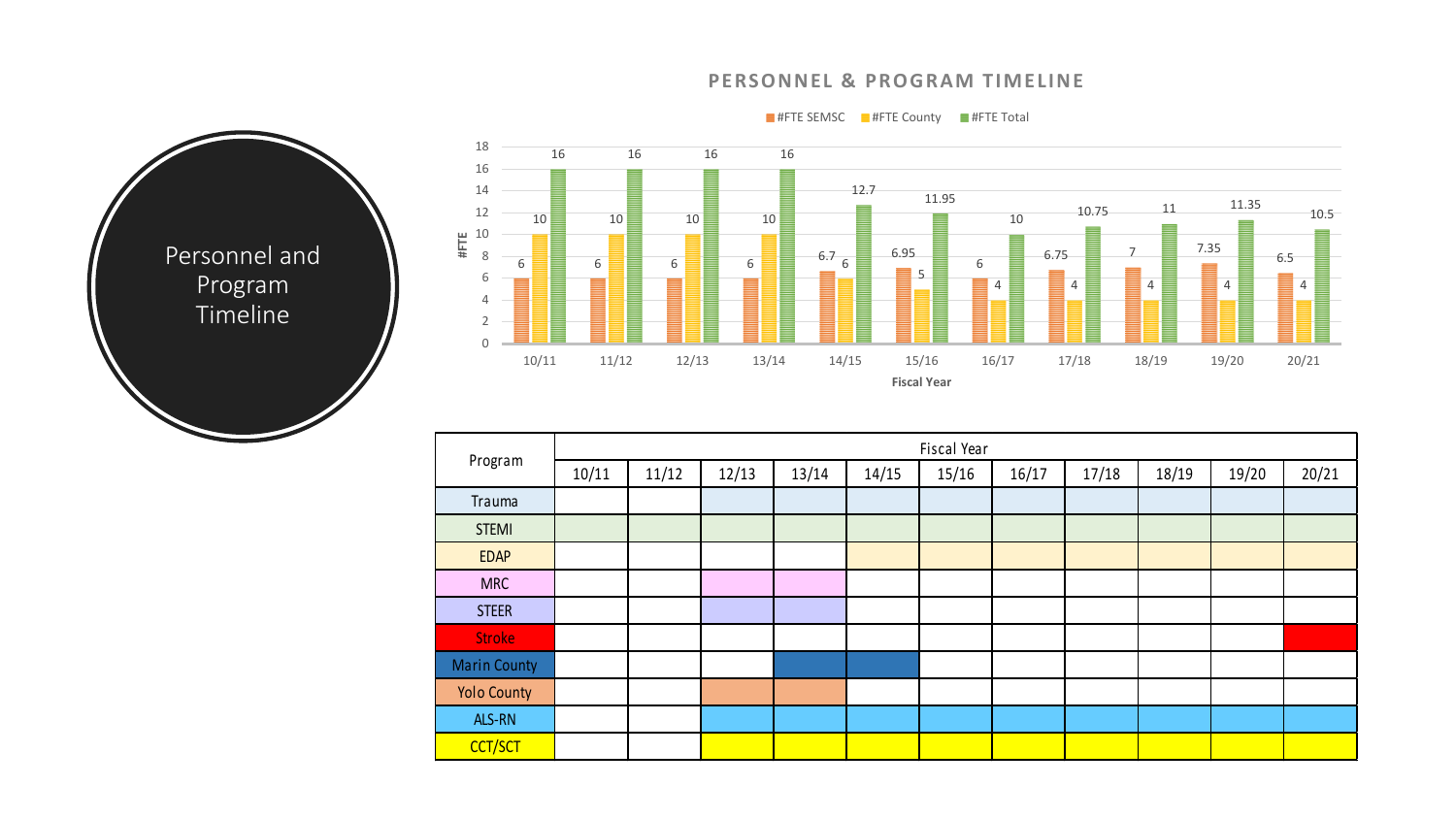# Personnel and Program Timeline

## PERSONNEL & PROGRAM TIMELINE

| Fiscal Year | #FTE SEMSC | #FTE County | #FTE Total |
|---|---|---|---|
| 10/11 | 6 | 10 | 16 |
| 11/12 | 6 | 10 | 16 |
| 12/13 | 6 | 10 | 16 |
| 13/14 | 6 | 10 | 16 |
| 14/15 | 6.7 | 6 | 12.7 |
| 15/16 | 6.95 | 5 | 11.95 |
| 16/17 | 6 | 4 | 10 |
| 17/18 | 6.75 | 4 | 10.75 |
| 18/19 | 7 | 4 | 11 |
| 19/20 | 7.35 | 4 | 11.35 |
| 20/21 | 6.5 | 4 | 10.5 |

| Program | Fiscal Year | | | | | | | | | | |
|---|---|---|---|---|---|---|---|---|---|---|---|
| | 10/11 | 11/12 | 12/13 | 13/14 | 14/15 | 15/16 | 16/17 | 17/18 | 18/19 | 19/20 | 20/21 |
| Trauma | | | ■ | ■ | ■ | ■ | ■ | ■ | ■ | ■ | ■ |
| STEMI | ■ | ■ | ■ | ■ | ■ | ■ | ■ | ■ | ■ | ■ | ■ |
| EDAP | | | | | ■ | ■ | ■ | ■ | ■ | ■ | ■ |
| MRC | | | ■ | ■ | | | | | | | |
| STEER | | | ■ | ■ | | | | | | | |
| Stroke | | | | | | | | | | | ■ |
| Marin County | | | | ■ | ■ | | | | | | |
| Yolo County | | | ■ | ■ | | | | | | | |
| ALS-RN | | | ■ | ■ | ■ | ■ | ■ | ■ | ■ | ■ | ■ |
| CCT/SCT | | | ■ | ■ | ■ | ■ | ■ | ■ | ■ | ■ | ■ |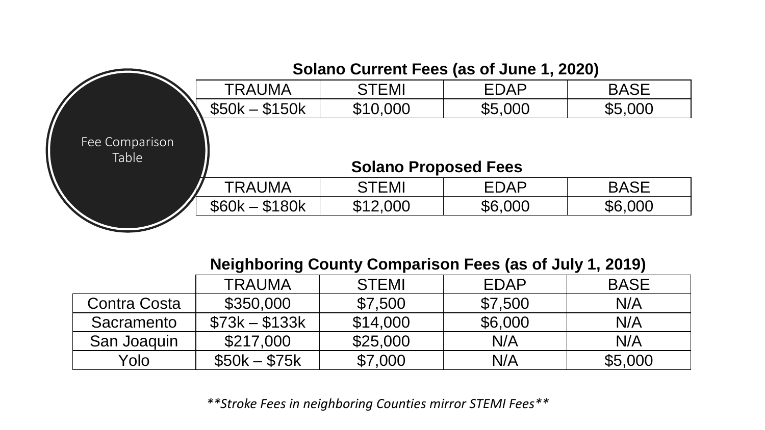# Fee Comparison Table

**Solano Current Fees (as of June 1, 2020)**

| TRAUMA | STEMI | EDAP | BASE |
|---|---|---|---|
| $50k – $150k | $10,000 | $5,000 | $5,000 |

**Solano Proposed Fees**

| TRAUMA | STEMI | EDAP | BASE |
|---|---|---|---|
| $60k – $180k | $12,000 | $6,000 | $6,000 |

**Neighboring County Comparison Fees (as of July 1, 2019)**

| | TRAUMA | STEMI | EDAP | BASE |
|---|---|---|---|---|
| Contra Costa | $350,000 | $7,500 | $7,500 | N/A |
| Sacramento | $73k – $133k | $14,000 | $6,000 | N/A |
| San Joaquin | $217,000 | $25,000 | N/A | N/A |
| Yolo | $50k – $75k | $7,000 | N/A | $5,000 |

***Stroke Fees in neighboring Counties mirror STEMI Fees***